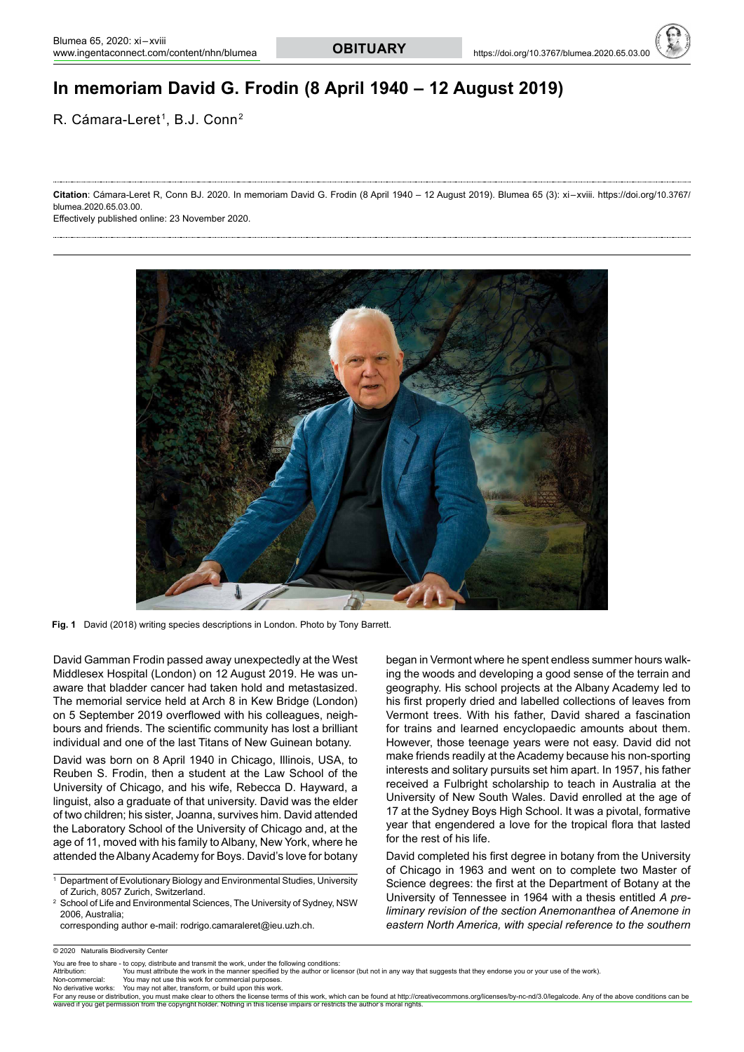# In memoriam David G. Frodin (8 April 1940 – 12 August 2019)

R. Cámara-Leret[1], B.J. Conn[2]

**Citation**: Cámara-Leret R, Conn BJ. 2020. In memoriam David G. Frodin (8 April 1940 – 12 August 2019). Blumea 65 (3): xi–xviii. https://doi.org/10.3767/blumea.2020.65.03.00.

Effectively published online: 23 November 2020.

**Fig. 1** David (2018) writing species descriptions in London. Photo by Tony Barrett.

David Gamman Frodin passed away unexpectedly at the West Middlesex Hospital (London) on 12 August 2019. He was unaware that bladder cancer had taken hold and metastasized. The memorial service held at Arch 8 in Kew Bridge (London) on 5 September 2019 overflowed with his colleagues, neighbours and friends. The scientific community has lost a brilliant individual and one of the last Titans of New Guinean botany.

David was born on 8 April 1940 in Chicago, Illinois, USA, to Reuben S. Frodin, then a student at the Law School of the University of Chicago, and his wife, Rebecca D. Hayward, a linguist, also a graduate of that university. David was the elder of two children; his sister, Joanna, survives him. David attended the Laboratory School of the University of Chicago and, at the age of 11, moved with his family to Albany, New York, where he attended the Albany Academy for Boys. David's love for botany began in Vermont where he spent endless summer hours walking the woods and developing a good sense of the terrain and geography. His school projects at the Albany Academy led to his first properly dried and labelled collections of leaves from Vermont trees. With his father, David shared a fascination for trains and learned encyclopaedic amounts about them. However, those teenage years were not easy. David did not make friends readily at the Academy because his non-sporting interests and solitary pursuits set him apart. In 1957, his father received a Fulbright scholarship to teach in Australia at the University of New South Wales. David enrolled at the age of 17 at the Sydney Boys High School. It was a pivotal, formative year that engendered a love for the tropical flora that lasted for the rest of his life.

David completed his first degree in botany from the University of Chicago in 1963 and went on to complete two Master of Science degrees: the first at the Department of Botany at the University of Tennessee in 1964 with a thesis entitled *A preliminary revision of the section Anemonanthea of Anemone in eastern North America, with special reference to the southern*

[1] Department of Evolutionary Biology and Environmental Studies, University of Zurich, 8057 Zurich, Switzerland.

[2] School of Life and Environmental Sciences, The University of Sydney, NSW 2006, Australia;
corresponding author e-mail: rodrigo.camaraleret@ieu.uzh.ch.

© 2020 Naturalis Biodiversity Center

You are free to share - to copy, distribute and transmit the work, under the following conditions:
Attribution: You must attribute the work in the manner specified by the author or licensor (but not in any way that suggests that they endorse you or your use of the work).
Non-commercial: You may not use this work for commercial purposes.
No derivative works: You may not alter, transform, or build upon this work.
For any reuse or distribution, you must make clear to others the license terms of this work, which can be found at http://creativecommons.org/licenses/by-nc-nd/3.0/legalcode. Any of the above conditions can be waived if you get permission from the copyright holder. Nothing in this license impairs or restricts the author's moral rights.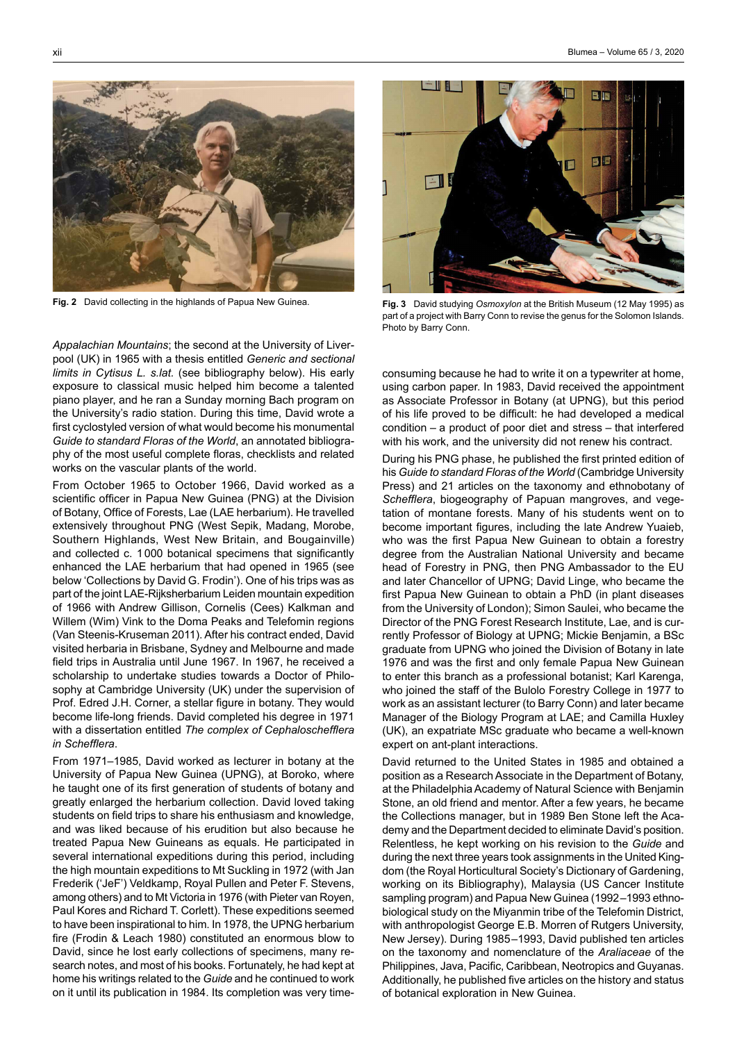Fig. 2 David collecting in the highlands of Papua New Guinea.

Fig. 3 David studying *Osmoxylon* at the British Museum (12 May 1995) as part of a project with Barry Conn to revise the genus for the Solomon Islands. Photo by Barry Conn.

*Appalachian Mountains*; the second at the University of Liverpool (UK) in 1965 with a thesis entitled *Generic and sectional limits in Cytisus L. s.lat.* (see bibliography below). His early exposure to classical music helped him become a talented piano player, and he ran a Sunday morning Bach program on the University's radio station. During this time, David wrote a first cyclostyled version of what would become his monumental *Guide to standard Floras of the World*, an annotated bibliography of the most useful complete floras, checklists and related works on the vascular plants of the world.

From October 1965 to October 1966, David worked as a scientific officer in Papua New Guinea (PNG) at the Division of Botany, Office of Forests, Lae (LAE herbarium). He travelled extensively throughout PNG (West Sepik, Madang, Morobe, Southern Highlands, West New Britain, and Bougainville) and collected c. 1000 botanical specimens that significantly enhanced the LAE herbarium that had opened in 1965 (see below 'Collections by David G. Frodin'). One of his trips was as part of the joint LAE-Rijksherbarium Leiden mountain expedition of 1966 with Andrew Gillison, Cornelis (Cees) Kalkman and Willem (Wim) Vink to the Doma Peaks and Telefomin regions (Van Steenis-Kruseman 2011). After his contract ended, David visited herbaria in Brisbane, Sydney and Melbourne and made field trips in Australia until June 1967. In 1967, he received a scholarship to undertake studies towards a Doctor of Philosophy at Cambridge University (UK) under the supervision of Prof. Edred J.H. Corner, a stellar figure in botany. They would become life-long friends. David completed his degree in 1971 with a dissertation entitled *The complex of Cephaloschefflera in Schefflera*.

From 1971–1985, David worked as lecturer in botany at the University of Papua New Guinea (UPNG), at Boroko, where he taught one of its first generation of students of botany and greatly enlarged the herbarium collection. David loved taking students on field trips to share his enthusiasm and knowledge, and was liked because of his erudition but also because he treated Papua New Guineans as equals. He participated in several international expeditions during this period, including the high mountain expeditions to Mt Suckling in 1972 (with Jan Frederik ('JeF') Veldkamp, Royal Pullen and Peter F. Stevens, among others) and to Mt Victoria in 1976 (with Pieter van Royen, Paul Kores and Richard T. Corlett). These expeditions seemed to have been inspirational to him. In 1978, the UPNG herbarium fire (Frodin & Leach 1980) constituted an enormous blow to David, since he lost early collections of specimens, many research notes, and most of his books. Fortunately, he had kept at home his writings related to the *Guide* and he continued to work on it until its publication in 1984. Its completion was very time-consuming because he had to write it on a typewriter at home, using carbon paper. In 1983, David received the appointment as Associate Professor in Botany (at UPNG), but this period of his life proved to be difficult: he had developed a medical condition – a product of poor diet and stress – that interfered with his work, and the university did not renew his contract.

During his PNG phase, he published the first printed edition of his *Guide to standard Floras of the World* (Cambridge University Press) and 21 articles on the taxonomy and ethnobotany of *Schefflera*, biogeography of Papuan mangroves, and vegetation of montane forests. Many of his students went on to become important figures, including the late Andrew Yuaieb, who was the first Papua New Guinean to obtain a forestry degree from the Australian National University and became head of Forestry in PNG, then PNG Ambassador to the EU and later Chancellor of UPNG; David Linge, who became the first Papua New Guinean to obtain a PhD (in plant diseases from the University of London); Simon Saulei, who became the Director of the PNG Forest Research Institute, Lae, and is currently Professor of Biology at UPNG; Mickie Benjamin, a BSc graduate from UPNG who joined the Division of Botany in late 1976 and was the first and only female Papua New Guinean to enter this branch as a professional botanist; Karl Karenga, who joined the staff of the Bulolo Forestry College in 1977 to work as an assistant lecturer (to Barry Conn) and later became Manager of the Biology Program at LAE; and Camilla Huxley (UK), an expatriate MSc graduate who became a well-known expert on ant-plant interactions.

David returned to the United States in 1985 and obtained a position as a Research Associate in the Department of Botany, at the Philadelphia Academy of Natural Science with Benjamin Stone, an old friend and mentor. After a few years, he became the Collections manager, but in 1989 Ben Stone left the Academy and the Department decided to eliminate David's position. Relentless, he kept working on his revision to the *Guide* and during the next three years took assignments in the United Kingdom (the Royal Horticultural Society's Dictionary of Gardening, working on its Bibliography), Malaysia (US Cancer Institute sampling program) and Papua New Guinea (1992–1993 ethnobiological study on the Miyanmin tribe of the Telefomin District, with anthropologist George E.B. Morren of Rutgers University, New Jersey). During 1985–1993, David published ten articles on the taxonomy and nomenclature of the *Araliaceae* of the Philippines, Java, Pacific, Caribbean, Neotropics and Guyanas. Additionally, he published five articles on the history and status of botanical exploration in New Guinea.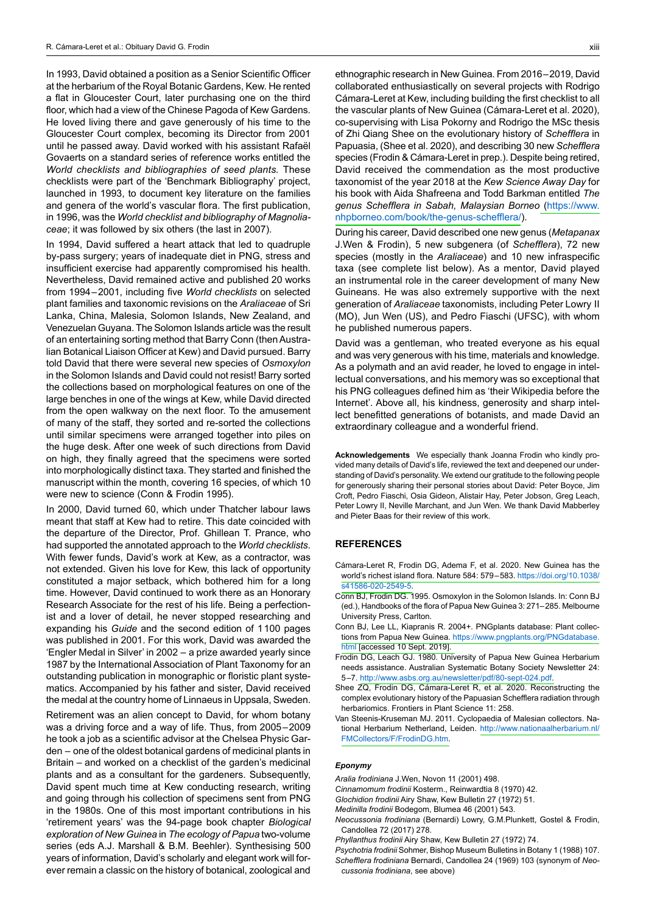In 1993, David obtained a position as a Senior Scientific Officer at the herbarium of the Royal Botanic Gardens, Kew. He rented a flat in Gloucester Court, later purchasing one on the third floor, which had a view of the Chinese Pagoda of Kew Gardens. He loved living there and gave generously of his time to the Gloucester Court complex, becoming its Director from 2001 until he passed away. David worked with his assistant Rafaël Govaerts on a standard series of reference works entitled the *World checklists and bibliographies of seed plants*. These checklists were part of the 'Benchmark Bibliography' project, launched in 1993, to document key literature on the families and genera of the world's vascular flora. The first publication, in 1996, was the *World checklist and bibliography of Magnoliaceae*; it was followed by six others (the last in 2007).

In 1994, David suffered a heart attack that led to quadruple by-pass surgery; years of inadequate diet in PNG, stress and insufficient exercise had apparently compromised his health. Nevertheless, David remained active and published 20 works from 1994–2001, including five *World checklists* on selected plant families and taxonomic revisions on the *Araliaceae* of Sri Lanka, China, Malesia, Solomon Islands, New Zealand, and Venezuelan Guyana. The Solomon Islands article was the result of an entertaining sorting method that Barry Conn (then Australian Botanical Liaison Officer at Kew) and David pursued. Barry told David that there were several new species of *Osmoxylon* in the Solomon Islands and David could not resist! Barry sorted the collections based on morphological features on one of the large benches in one of the wings at Kew, while David directed from the open walkway on the next floor. To the amusement of many of the staff, they sorted and re-sorted the collections until similar specimens were arranged together into piles on the huge desk. After one week of such directions from David on high, they finally agreed that the specimens were sorted into morphologically distinct taxa. They started and finished the manuscript within the month, covering 16 species, of which 10 were new to science (Conn & Frodin 1995).

In 2000, David turned 60, which under Thatcher labour laws meant that staff at Kew had to retire. This date coincided with the departure of the Director, Prof. Ghillean T. Prance, who had supported the annotated approach to the *World checklists*. With fewer funds, David's work at Kew, as a contractor, was not extended. Given his love for Kew, this lack of opportunity constituted a major setback, which bothered him for a long time. However, David continued to work there as an Honorary Research Associate for the rest of his life. Being a perfectionist and a lover of detail, he never stopped researching and expanding his *Guide* and the second edition of 1100 pages was published in 2001. For this work, David was awarded the 'Engler Medal in Silver' in 2002 – a prize awarded yearly since 1987 by the International Association of Plant Taxonomy for an outstanding publication in monographic or floristic plant systematics. Accompanied by his father and sister, David received the medal at the country home of Linnaeus in Uppsala, Sweden.

Retirement was an alien concept to David, for whom botany was a driving force and a way of life. Thus, from 2005–2009 he took a job as a scientific advisor at the Chelsea Physic Garden – one of the oldest botanical gardens of medicinal plants in Britain – and worked on a checklist of the garden's medicinal plants and as a consultant for the gardeners. Subsequently, David spent much time at Kew conducting research, writing and going through his collection of specimens sent from PNG in the 1980s. One of this most important contributions in his 'retirement years' was the 94-page book chapter *Biological exploration of New Guinea* in *The ecology of Papua* two-volume series (eds A.J. Marshall & B.M. Beehler). Synthesising 500 years of information, David's scholarly and elegant work will forever remain a classic on the history of botanical, zoological and ethnographic research in New Guinea. From 2016–2019, David collaborated enthusiastically on several projects with Rodrigo Cámara-Leret at Kew, including building the first checklist to all the vascular plants of New Guinea (Cámara-Leret et al. 2020), co-supervising with Lisa Pokorny and Rodrigo the MSc thesis of Zhi Qiang Shee on the evolutionary history of *Schefflera* in Papuasia, (Shee et al. 2020), and describing 30 new *Schefflera* species (Frodin & Cámara-Leret in prep.). Despite being retired, David received the commendation as the most productive taxonomist of the year 2018 at the *Kew Science Away Day* for his book with Aida Shafreena and Todd Barkman entitled *The genus Schefflera in Sabah, Malaysian Borneo* (https://www.nhpborneo.com/book/the-genus-schefflera/).

During his career, David described one new genus (*Metapanax* J.Wen & Frodin), 5 new subgenera (of *Schefflera*), 72 new species (mostly in the *Araliaceae*) and 10 new infraspecific taxa (see complete list below). As a mentor, David played an instrumental role in the career development of many New Guineans. He was also extremely supportive with the next generation of *Araliaceae* taxonomists, including Peter Lowry II (MO), Jun Wen (US), and Pedro Fiaschi (UFSC), with whom he published numerous papers.

David was a gentleman, who treated everyone as his equal and was very generous with his time, materials and knowledge. As a polymath and an avid reader, he loved to engage in intellectual conversations, and his memory was so exceptional that his PNG colleagues defined him as 'their Wikipedia before the Internet'. Above all, his kindness, generosity and sharp intellect benefitted generations of botanists, and made David an extraordinary colleague and a wonderful friend.

**Acknowledgements** We especially thank Joanna Frodin who kindly provided many details of David's life, reviewed the text and deepened our understanding of David's personality. We extend our gratitude to the following people for generously sharing their personal stories about David: Peter Boyce, Jim Croft, Pedro Fiaschi, Osia Gideon, Alistair Hay, Peter Jebson, Greg Leach, Peter Lowry II, Neville Marchant, and Jun Wen. We thank David Mabberley and Pieter Baas for their review of this work.

## REFERENCES

Cámara-Leret R, Frodin DG, Adema F, et al. 2020. New Guinea has the world's richest island flora. Nature 584: 579–583. https://doi.org/10.1038/s41586-020-2549-5.

Conn BJ, Frodin DG. 1995. Osmoxylon in the Solomon Islands. In: Conn BJ (ed.), Handbooks of the flora of Papua New Guinea 3: 271–285. Melbourne University Press, Carlton.

Conn BJ, Lee LL, Kiapranis R. 2004+. PNGplants database: Plant collections from Papua New Guinea. https://www.pngplants.org/PNGdatabase.html [accessed 10 Sept. 2019].

Frodin DG, Leach GJ. 1980. University of Papua New Guinea Herbarium needs assistance. Australian Systematic Botany Society Newsletter 24: 5–7. http://www.asbs.org.au/newsletter/pdf/80-sept-024.pdf.

Shee ZQ, Frodin DG, Cámara-Leret R, et al. 2020. Reconstructing the complex evolutionary history of the Papuasian Schefflera radiation through herbariomics. Frontiers in Plant Science 11: 258.

Van Steenis-Kruseman MJ. 2011. Cyclopaedia of Malesian collectors. National Herbarium Netherland, Leiden. http://www.nationaalherbarium.nl/FMCollectors/F/FrodinDG.htm.

### *Eponymy*

*Aralia frodiniana* J.Wen, Novon 11 (2001) 498.
*Cinnamomum frodinii* Kosterm., Reinwardtia 8 (1970) 42.
*Glochidion frodinii* Airy Shaw, Kew Bulletin 27 (1972) 51.
*Medinilla frodinii* Bodegom, Blumea 46 (2001) 543.
*Neocussonia frodiniana* (Bernardi) Lowry, G.M.Plunkett, Gostel & Frodin, Candollea 72 (2017) 278.
*Phyllanthus frodinii* Airy Shaw, Kew Bulletin 27 (1972) 74.
*Psychotria frodinii* Sohmer, Bishop Museum Bulletins in Botany 1 (1988) 107.
*Schefflera frodiniana* Bernardi, Candollea 24 (1969) 103 (synonym of *Neocussonia frodiniana*, see above)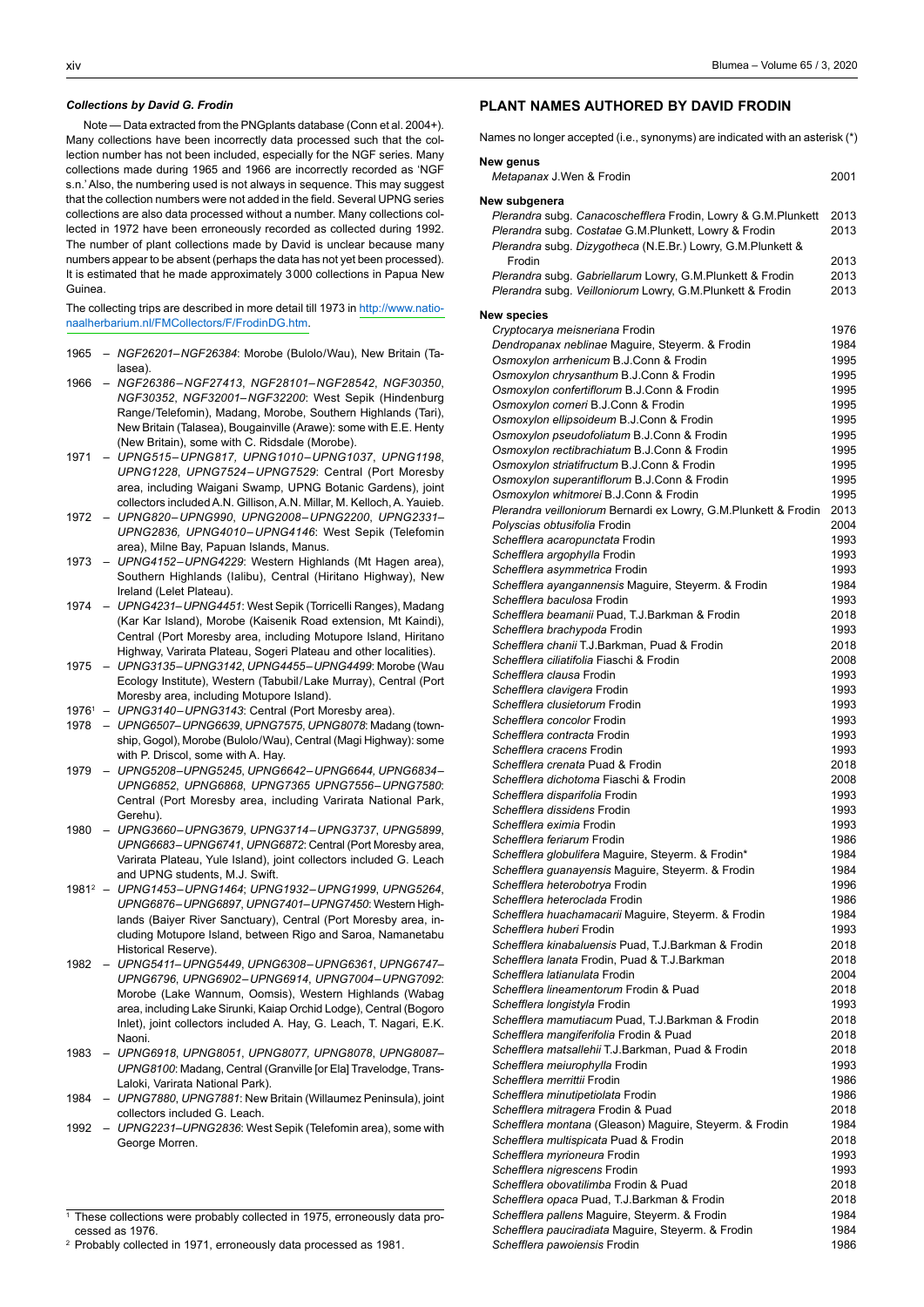### *Collections by David G. Frodin*

Note — Data extracted from the PNGplants database (Conn et al. 2004+). Many collections have been incorrectly data processed such that the collection number has not been included, especially for the NGF series. Many collections made during 1965 and 1966 are incorrectly recorded as 'NGF s.n.' Also, the numbering used is not always in sequence. This may suggest that the collection numbers were not added in the field. Several UPNG series collections are also data processed without a number. Many collections collected in 1972 have been erroneously recorded as collected during 1992. The number of plant collections made by David is unclear because many numbers appear to be absent (perhaps the data has not yet been processed). It is estimated that he made approximately 3 000 collections in Papua New Guinea.

The collecting trips are described in more detail till 1973 in http://www.nationaalherbarium.nl/FMCollectors/F/FrodinDG.htm.

- 1965 – *NGF26201–NGF26384*: Morobe (Bulolo/Wau), New Britain (Talasea).
- 1966 – *NGF26386–NGF27413*, *NGF28101–NGF28542*, *NGF30350*, *NGF30352*, *NGF32001–NGF32200*: West Sepik (Hindenburg Range/Telefomin), Madang, Morobe, Southern Highlands (Tari), New Britain (Talasea), Bougainville (Arawe): some with E.E. Henty (New Britain), some with C. Ridsdale (Morobe).
- 1971 – *UPNG515–UPNG817*, *UPNG1010–UPNG1037*, *UPNG1198*, *UPNG1228*, *UPNG7524–UPNG7529*: Central (Port Moresby area, including Waigani Swamp, UPNG Botanic Gardens), joint collectors included A.N. Gillison, A.N. Millar, M. Kelloch, A. Yauieb.
- 1972 – *UPNG820–UPNG990*, *UPNG2008–UPNG2200*, *UPNG2331–UPNG2836*, *UPNG4010–UPNG4146*: West Sepik (Telefomin area), Milne Bay, Papuan Islands, Manus.
- 1973 – *UPNG4152–UPNG4229*: Western Highlands (Mt Hagen area), Southern Highlands (Ialibu), Central (Hiritano Highway), New Ireland (Lelet Plateau).
- 1974 – *UPNG4231–UPNG4451*: West Sepik (Torricelli Ranges), Madang (Kar Kar Island), Morobe (Kaisenik Road extension, Mt Kaindi), Central (Port Moresby area, including Motupore Island, Hiritano Highway, Varirata Plateau, Sogeri Plateau and other localities).
- 1975 – *UPNG3135–UPNG3142*, *UPNG4455–UPNG4499*: Morobe (Wau Ecology Institute), Western (Tabubil/Lake Murray), Central (Port Moresby area, including Motupore Island).
- 1976[1] – *UPNG3140–UPNG3143*: Central (Port Moresby area).
- 1978 – *UPNG6507–UPNG6639*, *UPNG7575*, *UPNG8078*: Madang (township, Gogol), Morobe (Bulolo/Wau), Central (Magi Highway): some with P. Driscol, some with A. Hay.
- 1979 – *UPNG5208–UPNG5245*, *UPNG6642–UPNG6644*, *UPNG6834–UPNG6852*, *UPNG6868*, *UPNG7365 UPNG7556–UPNG7580*: Central (Port Moresby area, including Varirata National Park, Gerehu).
- 1980 – *UPNG3660–UPNG3679*, *UPNG3714–UPNG3737*, *UPNG5899*, *UPNG6683–UPNG6741*, *UPNG6872*: Central (Port Moresby area, Varirata Plateau, Yule Island), joint collectors included G. Leach and UPNG students, M.J. Swift.
- 1981[2] – *UPNG1453–UPNG1464*; *UPNG1932–UPNG1999*, *UPNG5264*, *UPNG6876–UPNG6897*, *UPNG7401–UPNG7450*: Western Highlands (Baiyer River Sanctuary), Central (Port Moresby area, including Motupore Island, between Rigo and Saroa, Namanetabu Historical Reserve).
- 1982 – *UPNG5411–UPNG5449*, *UPNG6308–UPNG6361*, *UPNG6747–UPNG6796*, *UPNG6902–UPNG6914*, *UPNG7004–UPNG7092*: Morobe (Lake Wannum, Oomsis), Western Highlands (Wabag area, including Lake Sirunki, Kaiap Orchid Lodge), Central (Bogoro Inlet), joint collectors included A. Hay, G. Leach, T. Nagari, E.K. Naoni.
- 1983 – *UPNG6918*, *UPNG8051*, *UPNG8077*, *UPNG8078*, *UPNG8087–UPNG8100*: Madang, Central (Granville [or Ela] Travelodge, Trans-Laloki, Varirata National Park).
- 1984 – *UPNG7880*, *UPNG7881*: New Britain (Willaumez Peninsula), joint collectors included G. Leach.
- 1992 – *UPNG2231–UPNG2836*: West Sepik (Telefomin area), some with George Morren.

[1] These collections were probably collected in 1975, erroneously data processed as 1976.

[2] Probably collected in 1971, erroneously data processed as 1981.

## PLANT NAMES AUTHORED BY DAVID FRODIN

Names no longer accepted (i.e., synonyms) are indicated with an asterisk (*)

**New genus**

| | |
|---|---|
| *Metapanax* J.Wen & Frodin | 2001 |

**New subgenera**

| | |
|---|---|
| *Plerandra* subg. *Canacoschefflera* Frodin, Lowry & G.M.Plunkett | 2013 |
| *Plerandra* subg. *Costatae* G.M.Plunkett, Lowry & Frodin | 2013 |
| *Plerandra* subg. *Dizygotheca* (N.E.Br.) Lowry, G.M.Plunkett & Frodin | 2013 |
| *Plerandra* subg. *Gabriellarum* Lowry, G.M.Plunkett & Frodin | 2013 |
| *Plerandra* subg. *Veilloniorum* Lowry, G.M.Plunkett & Frodin | 2013 |

**New species**

| | |
|---|---|
| *Cryptocarya meisneriana* Frodin | 1976 |
| *Dendropanax neblinae* Maguire, Steyerm. & Frodin | 1984 |
| *Osmoxylon arrhenicum* B.J.Conn & Frodin | 1995 |
| *Osmoxylon chrysanthum* B.J.Conn & Frodin | 1995 |
| *Osmoxylon confertiflorum* B.J.Conn & Frodin | 1995 |
| *Osmoxylon corneri* B.J.Conn & Frodin | 1995 |
| *Osmoxylon ellipsoideum* B.J.Conn & Frodin | 1995 |
| *Osmoxylon pseudofoliatum* B.J.Conn & Frodin | 1995 |
| *Osmoxylon rectibrachiatum* B.J.Conn & Frodin | 1995 |
| *Osmoxylon striatifructum* B.J.Conn & Frodin | 1995 |
| *Osmoxylon superantiflorum* B.J.Conn & Frodin | 1995 |
| *Osmoxylon whitmorei* B.J.Conn & Frodin | 1995 |
| *Plerandra veilloniorum* Bernardi ex Lowry, G.M.Plunkett & Frodin | 2013 |
| *Polyscias obtusifolia* Frodin | 2004 |
| *Schefflera acaropunctata* Frodin | 1993 |
| *Schefflera argophylla* Frodin | 1993 |
| *Schefflera asymmetrica* Frodin | 1993 |
| *Schefflera ayangannensis* Maguire, Steyerm. & Frodin | 1984 |
| *Schefflera baculosa* Frodin | 1993 |
| *Schefflera beamanii* Puad, T.J.Barkman & Frodin | 2018 |
| *Schefflera brachypoda* Frodin | 1993 |
| *Schefflera chanii* T.J.Barkman, Puad & Frodin | 2018 |
| *Schefflera ciliatifolia* Fiaschi & Frodin | 2008 |
| *Schefflera clausa* Frodin | 1993 |
| *Schefflera clavigera* Frodin | 1993 |
| *Schefflera clusietorum* Frodin | 1993 |
| *Schefflera concolor* Frodin | 1993 |
| *Schefflera contracta* Frodin | 1993 |
| *Schefflera cracens* Frodin | 1993 |
| *Schefflera crenata* Puad & Frodin | 2018 |
| *Schefflera dichotoma* Fiaschi & Frodin | 2008 |
| *Schefflera disparifolia* Frodin | 1993 |
| *Schefflera dissidens* Frodin | 1993 |
| *Schefflera eximia* Frodin | 1993 |
| *Schefflera feriarum* Frodin | 1986 |
| *Schefflera globulifera* Maguire, Steyerm. & Frodin* | 1984 |
| *Schefflera guanayensis* Maguire, Steyerm. & Frodin | 1984 |
| *Schefflera heterobotrya* Frodin | 1996 |
| *Schefflera heteroclada* Frodin | 1986 |
| *Schefflera huachamacarii* Maguire, Steyerm. & Frodin | 1984 |
| *Schefflera huberi* Frodin | 1993 |
| *Schefflera kinabaluensis* Puad, T.J.Barkman & Frodin | 2018 |
| *Schefflera lanata* Frodin, Puad & T.J.Barkman | 2018 |
| *Schefflera latianulata* Frodin | 2004 |
| *Schefflera lineamentorum* Frodin & Puad | 2018 |
| *Schefflera longistyla* Frodin | 1993 |
| *Schefflera mamutiacum* Puad, T.J.Barkman & Frodin | 2018 |
| *Schefflera mangiferifolia* Frodin & Puad | 2018 |
| *Schefflera matsallehii* T.J.Barkman, Puad & Frodin | 2018 |
| *Schefflera meiurophylla* Frodin | 1993 |
| *Schefflera merrittii* Frodin | 1986 |
| *Schefflera minutipetiolata* Frodin | 1986 |
| *Schefflera mitragera* Frodin & Puad | 2018 |
| *Schefflera montana* (Gleason) Maguire, Steyerm. & Frodin | 1984 |
| *Schefflera multispicata* Puad & Frodin | 2018 |
| *Schefflera myrioneura* Frodin | 1993 |
| *Schefflera nigrescens* Frodin | 1993 |
| *Schefflera obovatilimba* Frodin & Puad | 2018 |
| *Schefflera opaca* Puad, T.J.Barkman & Frodin | 2018 |
| *Schefflera pallens* Maguire, Steyerm. & Frodin | 1984 |
| *Schefflera pauciradiata* Maguire, Steyerm. & Frodin | 1984 |
| *Schefflera pawoiensis* Frodin | 1986 |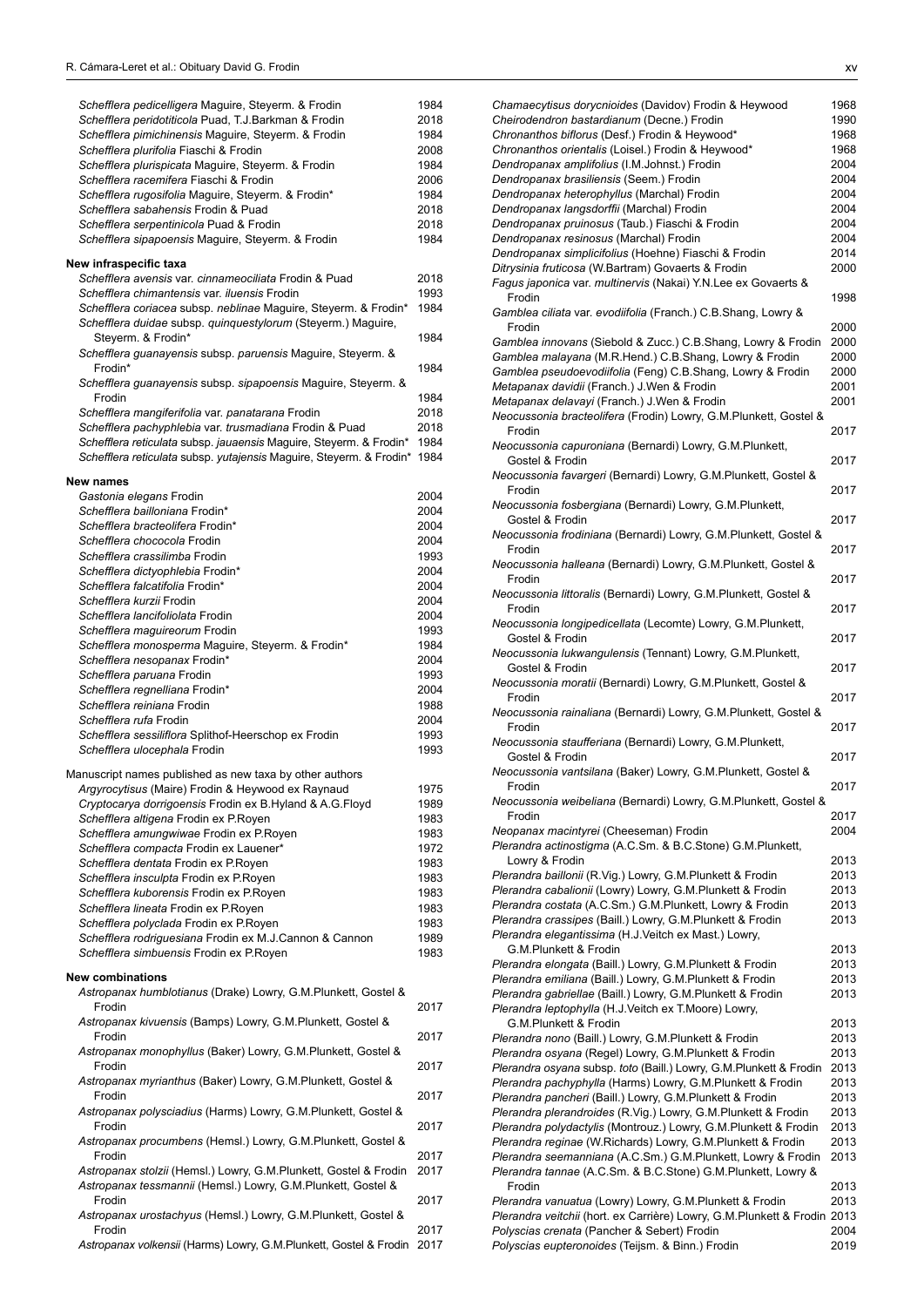*Schefflera pedicelligera* Maguire, Steyerm. & Frodin 1984
*Schefflera peridotiticola* Puad, T.J.Barkman & Frodin 2018
*Schefflera pimichinensis* Maguire, Steyerm. & Frodin 1984
*Schefflera plurifolia* Fiaschi & Frodin 2008
*Schefflera plurispicata* Maguire, Steyerm. & Frodin 1984
*Schefflera racemifera* Fiaschi & Frodin 2006
*Schefflera rugosifolia* Maguire, Steyerm. & Frodin* 1984
*Schefflera sabahensis* Frodin & Puad 2018
*Schefflera serpentinicola* Puad & Frodin 2018
*Schefflera sipapoensis* Maguire, Steyerm. & Frodin 1984

**New infraspecific taxa**

*Schefflera avensis* var. *cinnameociliata* Frodin & Puad 2018
*Schefflera chimantensis* var. *iluensis* Frodin 1993
*Schefflera coriacea* subsp. *neblinae* Maguire, Steyerm. & Frodin* 1984
*Schefflera duidae* subsp. *quinquestylorum* (Steyerm.) Maguire, Steyerm. & Frodin* 1984
*Schefflera guanayensis* subsp. *paruensis* Maguire, Steyerm. & Frodin* 1984
*Schefflera guanayensis* subsp. *sipapoensis* Maguire, Steyerm. & Frodin 1984
*Schefflera mangiferifolia* var. *panatarana* Frodin 2018
*Schefflera pachyphlebia* var. *trusmadiana* Frodin & Puad 2018
*Schefflera reticulata* subsp. *jauaensis* Maguire, Steyerm. & Frodin* 1984
*Schefflera reticulata* subsp. *yutajensis* Maguire, Steyerm. & Frodin* 1984

**New names**

*Gastonia elegans* Frodin 2004
*Schefflera bailloniana* Frodin* 2004
*Schefflera bracteolifera* Frodin* 2004
*Schefflera chococola* Frodin 2004
*Schefflera crassilimba* Frodin 1993
*Schefflera dictyophlebia* Frodin* 2004
*Schefflera falcatifolia* Frodin* 2004
*Schefflera kurzii* Frodin 2004
*Schefflera lancifoliolata* Frodin 2004
*Schefflera maguireorum* Frodin 1993
*Schefflera monosperma* Maguire, Steyerm. & Frodin* 1984
*Schefflera nesopanax* Frodin* 2004
*Schefflera paruana* Frodin 1993
*Schefflera regnelliana* Frodin* 2004
*Schefflera reiniana* Frodin 1988
*Schefflera rufa* Frodin 2004
*Schefflera sessiliflora* Splithof-Heerschop ex Frodin 1993
*Schefflera ulocephala* Frodin 1993

Manuscript names published as new taxa by other authors

*Argyrocytisus* (Maire) Frodin & Heywood ex Raynaud 1975
*Cryptocarya dorrigoensis* Frodin ex B.Hyland & A.G.Floyd 1989
*Schefflera altigena* Frodin ex P.Royen 1983
*Schefflera amungwiwae* Frodin ex P.Royen 1983
*Schefflera compacta* Frodin ex Lauener* 1972
*Schefflera dentata* Frodin ex P.Royen 1983
*Schefflera insculpta* Frodin ex P.Royen 1983
*Schefflera kuborensis* Frodin ex P.Royen 1983
*Schefflera lineata* Frodin ex P.Royen 1983
*Schefflera polyclada* Frodin ex P.Royen 1983
*Schefflera rodriguesiana* Frodin ex M.J.Cannon & Cannon 1989
*Schefflera simbuensis* Frodin ex P.Royen 1983

**New combinations**

*Astropanax humblotianus* (Drake) Lowry, G.M.Plunkett, Gostel & Frodin 2017
*Astropanax kivuensis* (Bamps) Lowry, G.M.Plunkett, Gostel & Frodin 2017
*Astropanax monophyllus* (Baker) Lowry, G.M.Plunkett, Gostel & Frodin 2017
*Astropanax myrianthus* (Baker) Lowry, G.M.Plunkett, Gostel & Frodin 2017
*Astropanax polysciadius* (Harms) Lowry, G.M.Plunkett, Gostel & Frodin 2017
*Astropanax procumbens* (Hemsl.) Lowry, G.M.Plunkett, Gostel & Frodin 2017
*Astropanax stolzii* (Hemsl.) Lowry, G.M.Plunkett, Gostel & Frodin 2017
*Astropanax tessmannii* (Hemsl.) Lowry, G.M.Plunkett, Gostel & Frodin 2017
*Astropanax urostachyus* (Hemsl.) Lowry, G.M.Plunkett, Gostel & Frodin 2017
*Astropanax volkensii* (Harms) Lowry, G.M.Plunkett, Gostel & Frodin 2017
*Chamaecytisus dorycnioides* (Davidov) Frodin & Heywood 1968
*Cheirodendron bastardianum* (Decne.) Frodin 1990
*Chronanthos biflorus* (Desf.) Frodin & Heywood* 1968
*Chronanthos orientalis* (Loisel.) Frodin & Heywood* 1968
*Dendropanax amplifolius* (I.M.Johnst.) Frodin 2004
*Dendropanax brasiliensis* (Seem.) Frodin 2004
*Dendropanax heterophyllus* (Marchal) Frodin 2004
*Dendropanax langsdorffii* (Marchal) Frodin 2004
*Dendropanax pruinosus* (Taub.) Fiaschi & Frodin 2004
*Dendropanax resinosus* (Marchal) Frodin 2004
*Dendropanax simplicifolius* (Hoehne) Fiaschi & Frodin 2014
*Ditrysinia fruticosa* (W.Bartram) Govaerts & Frodin 2000
*Fagus japonica* var. *multinervis* (Nakai) Y.N.Lee ex Govaerts & Frodin 1998
*Gamblea ciliata* var. *evodiifolia* (Franch.) C.B.Shang, Lowry & Frodin 2000
*Gamblea innovans* (Siebold & Zucc.) C.B.Shang, Lowry & Frodin 2000
*Gamblea malayana* (M.R.Hend.) C.B.Shang, Lowry & Frodin 2000
*Gamblea pseudoevodiifolia* (Feng) C.B.Shang, Lowry & Frodin 2000
*Metapanax davidii* (Franch.) J.Wen & Frodin 2001
*Metapanax delavayi* (Franch.) J.Wen & Frodin 2001
*Neocussonia bracteolifera* (Frodin) Lowry, G.M.Plunkett, Gostel & Frodin 2017
*Neocussonia capuroniana* (Bernardi) Lowry, G.M.Plunkett, Gostel & Frodin 2017
*Neocussonia favargeri* (Bernardi) Lowry, G.M.Plunkett, Gostel & Frodin 2017
*Neocussonia fosbergiana* (Bernardi) Lowry, G.M.Plunkett, Gostel & Frodin 2017
*Neocussonia frodiniana* (Bernardi) Lowry, G.M.Plunkett, Gostel & Frodin 2017
*Neocussonia halleana* (Bernardi) Lowry, G.M.Plunkett, Gostel & Frodin 2017
*Neocussonia littoralis* (Bernardi) Lowry, G.M.Plunkett, Gostel & Frodin 2017
*Neocussonia longipedicellata* (Lecomte) Lowry, G.M.Plunkett, Gostel & Frodin 2017
*Neocussonia lukwangulensis* (Tennant) Lowry, G.M.Plunkett, Gostel & Frodin 2017
*Neocussonia moratii* (Bernardi) Lowry, G.M.Plunkett, Gostel & Frodin 2017
*Neocussonia rainaliana* (Bernardi) Lowry, G.M.Plunkett, Gostel & Frodin 2017
*Neocussonia staufferiana* (Bernardi) Lowry, G.M.Plunkett, Gostel & Frodin 2017
*Neocussonia vantsilana* (Baker) Lowry, G.M.Plunkett, Gostel & Frodin 2017
*Neocussonia weibeliana* (Bernardi) Lowry, G.M.Plunkett, Gostel & Frodin 2017
*Neopanax macintyrei* (Cheeseman) Frodin 2004
*Plerandra actinostigma* (A.C.Sm. & B.C.Stone) G.M.Plunkett, Lowry & Frodin 2013
*Plerandra baillonii* (R.Vig.) Lowry, G.M.Plunkett & Frodin 2013
*Plerandra cabalionii* (Lowry) Lowry, G.M.Plunkett & Frodin 2013
*Plerandra costata* (A.C.Sm.) G.M.Plunkett, Lowry & Frodin 2013
*Plerandra crassipes* (Baill.) Lowry, G.M.Plunkett & Frodin 2013
*Plerandra elegantissima* (H.J.Veitch ex Mast.) Lowry, G.M.Plunkett & Frodin 2013
*Plerandra elongata* (Baill.) Lowry, G.M.Plunkett & Frodin 2013
*Plerandra emiliana* (Baill.) Lowry, G.M.Plunkett & Frodin 2013
*Plerandra gabriellae* (Baill.) Lowry, G.M.Plunkett & Frodin 2013
*Plerandra leptophylla* (H.J.Veitch ex T.Moore) Lowry, G.M.Plunkett & Frodin 2013
*Plerandra nono* (Baill.) Lowry, G.M.Plunkett & Frodin 2013
*Plerandra osyana* (Regel) Lowry, G.M.Plunkett & Frodin 2013
*Plerandra osyana* subsp. *toto* (Baill.) Lowry, G.M.Plunkett & Frodin 2013
*Plerandra pachyphylla* (Harms) Lowry, G.M.Plunkett & Frodin 2013
*Plerandra pancheri* (Baill.) Lowry, G.M.Plunkett & Frodin 2013
*Plerandra plerandroides* (R.Vig.) Lowry, G.M.Plunkett & Frodin 2013
*Plerandra polydactylis* (Montrouz.) Lowry, G.M.Plunkett & Frodin 2013
*Plerandra reginae* (W.Richards) Lowry, G.M.Plunkett & Frodin 2013
*Plerandra seemanniana* (A.C.Sm.) G.M.Plunkett, Lowry & Frodin 2013
*Plerandra tannae* (A.C.Sm. & B.C.Stone) G.M.Plunkett, Lowry & Frodin 2013
*Plerandra vanuatua* (Lowry) Lowry, G.M.Plunkett & Frodin 2013
*Plerandra veitchii* (hort. ex Carrière) Lowry, G.M.Plunkett & Frodin 2013
*Polyscias crenata* (Pancher & Sebert) Frodin 2004
*Polyscias eupteronoides* (Teijsm. & Binn.) Frodin 2019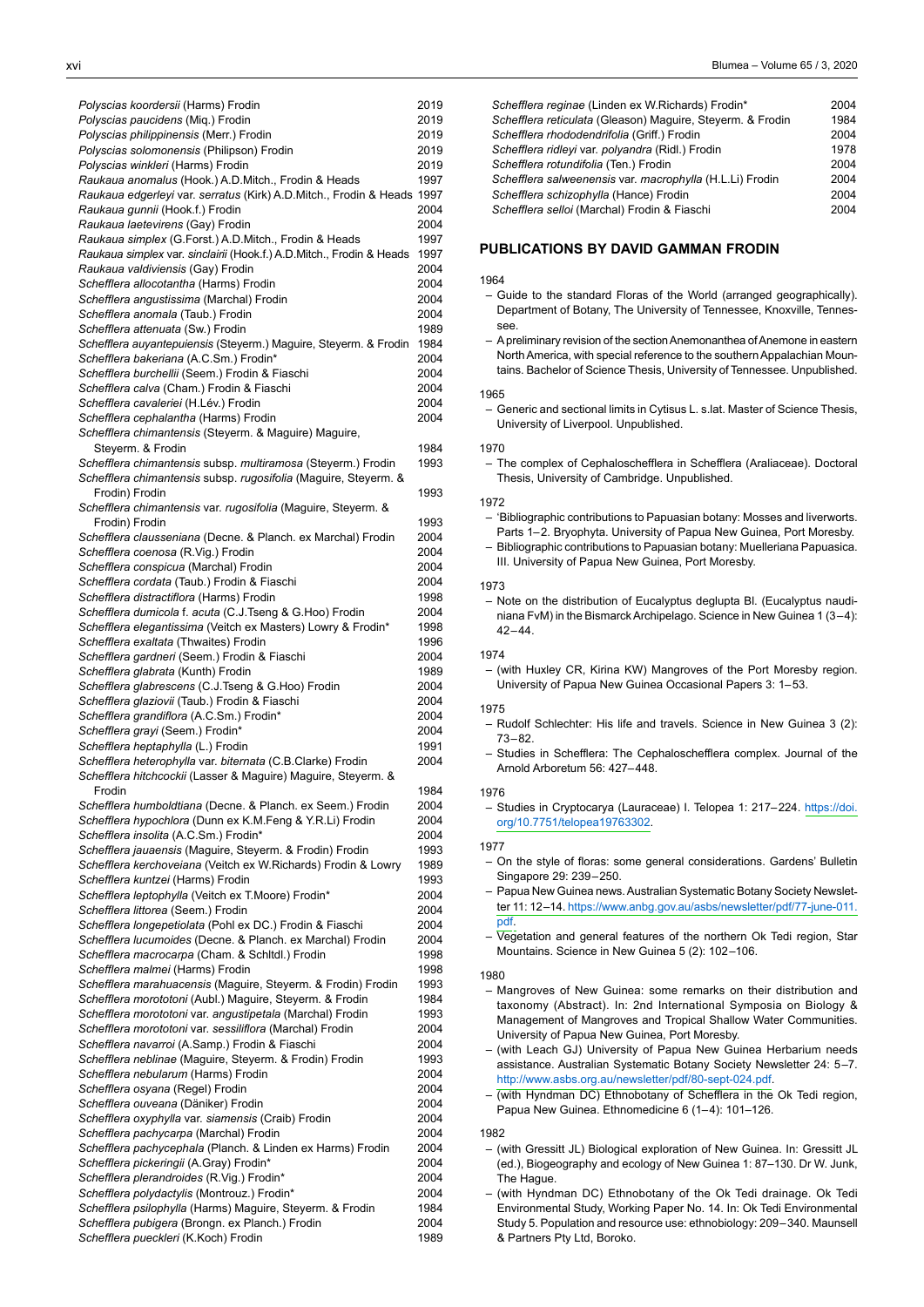| | |
|---|---|
| *Polyscias koordersii* (Harms) Frodin | 2019 |
| *Polyscias paucidens* (Miq.) Frodin | 2019 |
| *Polyscias philippinensis* (Merr.) Frodin | 2019 |
| *Polyscias solomonensis* (Philipson) Frodin | 2019 |
| *Polyscias winkleri* (Harms) Frodin | 2019 |
| *Raukaua anomalus* (Hook.) A.D.Mitch., Frodin & Heads | 1997 |
| *Raukaua edgerleyi* var. *serratus* (Kirk) A.D.Mitch., Frodin & Heads | 1997 |
| *Raukaua gunnii* (Hook.f.) Frodin | 2004 |
| *Raukaua laetevirens* (Gay) Frodin | 2004 |
| *Raukaua simplex* (G.Forst.) A.D.Mitch., Frodin & Heads | 1997 |
| *Raukaua simplex* var. *sinclairii* (Hook.f.) A.D.Mitch., Frodin & Heads | 1997 |
| *Raukaua valdiviensis* (Gay) Frodin | 2004 |
| *Schefflera allocotantha* (Harms) Frodin | 2004 |
| *Schefflera angustissima* (Marchal) Frodin | 2004 |
| *Schefflera anomala* (Taub.) Frodin | 2004 |
| *Schefflera attenuata* (Sw.) Frodin | 1989 |
| *Schefflera auyantepuiensis* (Steyerm.) Maguire, Steyerm. & Frodin | 1984 |
| *Schefflera bakeriana* (A.C.Sm.) Frodin* | 2004 |
| *Schefflera burchellii* (Seem.) Frodin & Fiaschi | 2004 |
| *Schefflera calva* (Cham.) Frodin & Fiaschi | 2004 |
| *Schefflera cavaleriei* (H.Lév.) Frodin | 2004 |
| *Schefflera cephalantha* (Harms) Frodin | 2004 |
| *Schefflera chimantensis* (Steyerm. & Maguire) Maguire, Steyerm. & Frodin | 1984 |
| *Schefflera chimantensis* subsp. *multiramosa* (Steyerm.) Frodin | 1993 |
| *Schefflera chimantensis* subsp. *rugosifolia* (Maguire, Steyerm. & Frodin) Frodin | 1993 |
| *Schefflera chimantensis* var. *rugosifolia* (Maguire, Steyerm. & Frodin) Frodin | 1993 |
| *Schefflera clausseniana* (Decne. & Planch. ex Marchal) Frodin | 2004 |
| *Schefflera coenosa* (R.Vig.) Frodin | 2004 |
| *Schefflera conspicua* (Marchal) Frodin | 2004 |
| *Schefflera cordata* (Taub.) Frodin & Fiaschi | 2004 |
| *Schefflera distractiflora* (Harms) Frodin | 1998 |
| *Schefflera dumicola* f. *acuta* (C.J.Tseng & G.Hoo) Frodin | 2004 |
| *Schefflera elegantissima* (Veitch ex Masters) Lowry & Frodin* | 1998 |
| *Schefflera exaltata* (Thwaites) Frodin | 1996 |
| *Schefflera gardneri* (Seem.) Frodin & Fiaschi | 2004 |
| *Schefflera glabrata* (Kunth) Frodin | 1989 |
| *Schefflera glabrescens* (C.J.Tseng & G.Hoo) Frodin | 2004 |
| *Schefflera glaziovii* (Taub.) Frodin & Fiaschi | 2004 |
| *Schefflera grandiflora* (A.C.Sm.) Frodin* | 2004 |
| *Schefflera grayi* (Seem.) Frodin* | 2004 |
| *Schefflera heptaphylla* (L.) Frodin | 1991 |
| *Schefflera heterophylla* var. *biternata* (C.B.Clarke) Frodin | 2004 |
| *Schefflera hitchcockii* (Lasser & Maguire) Maguire, Steyerm. & Frodin | 1984 |
| *Schefflera humboldtiana* (Decne. & Planch. ex Seem.) Frodin | 2004 |
| *Schefflera hypochlora* (Dunn ex K.M.Feng & Y.R.Li) Frodin | 2004 |
| *Schefflera insolita* (A.C.Sm.) Frodin* | 2004 |
| *Schefflera jauaensis* (Maguire, Steyerm. & Frodin) Frodin | 1993 |
| *Schefflera kerchoveiana* (Veitch ex W.Richards) Frodin & Lowry | 1989 |
| *Schefflera kuntzei* (Harms) Frodin | 1993 |
| *Schefflera leptophylla* (Veitch ex T.Moore) Frodin* | 2004 |
| *Schefflera littorea* (Seem.) Frodin | 2004 |
| *Schefflera longepetiolata* (Pohl ex DC.) Frodin & Fiaschi | 2004 |
| *Schefflera lucumoides* (Decne. & Planch. ex Marchal) Frodin | 2004 |
| *Schefflera macrocarpa* (Cham. & Schltdl.) Frodin | 1998 |
| *Schefflera malmei* (Harms) Frodin | 1998 |
| *Schefflera marahuacensis* (Maguire, Steyerm. & Frodin) Frodin | 1993 |
| *Schefflera morototoni* (Aubl.) Maguire, Steyerm. & Frodin | 1984 |
| *Schefflera morototoni* var. *angustipetala* (Marchal) Frodin | 1993 |
| *Schefflera morototoni* var. *sessiliflora* (Marchal) Frodin | 2004 |
| *Schefflera navarroi* (A.Samp.) Frodin & Fiaschi | 2004 |
| *Schefflera neblinae* (Maguire, Steyerm. & Frodin) Frodin | 1993 |
| *Schefflera nebularum* (Harms) Frodin | 2004 |
| *Schefflera osyana* (Regel) Frodin | 2004 |
| *Schefflera ouveana* (Däniker) Frodin | 2004 |
| *Schefflera oxyphylla* var. *siamensis* (Craib) Frodin | 2004 |
| *Schefflera pachycarpa* (Marchal) Frodin | 2004 |
| *Schefflera pachycephala* (Planch. & Linden ex Harms) Frodin | 2004 |
| *Schefflera pickeringii* (A.Gray) Frodin* | 2004 |
| *Schefflera plerandroides* (R.Vig.) Frodin* | 2004 |
| *Schefflera polydactylis* (Montrouz.) Frodin* | 2004 |
| *Schefflera psilophylla* (Harms) Maguire, Steyerm. & Frodin | 1984 |
| *Schefflera pubigera* (Brongn. ex Planch.) Frodin | 2004 |
| *Schefflera pueckleri* (K.Koch) Frodin | 1989 |
| *Schefflera reginae* (Linden ex W.Richards) Frodin* | 2004 |
| *Schefflera reticulata* (Gleason) Maguire, Steyerm. & Frodin | 1984 |
| *Schefflera rhododendrifolia* (Griff.) Frodin | 2004 |
| *Schefflera ridleyi* var. *polyandra* (Ridl.) Frodin | 1978 |
| *Schefflera rotundifolia* (Ten.) Frodin | 2004 |
| *Schefflera salweenensis* var. *macrophylla* (H.L.Li) Frodin | 2004 |
| *Schefflera schizophylla* (Hance) Frodin | 2004 |
| *Schefflera selloi* (Marchal) Frodin & Fiaschi | 2004 |

## PUBLICATIONS BY DAVID GAMMAN FRODIN

1964

- Guide to the standard Floras of the World (arranged geographically). Department of Botany, The University of Tennessee, Knoxville, Tennessee.
- A preliminary revision of the section Anemonanthea of Anemone in eastern North America, with special reference to the southern Appalachian Mountains. Bachelor of Science Thesis, University of Tennessee. Unpublished.

1965

- Generic and sectional limits in Cytisus L. s.lat. Master of Science Thesis, University of Liverpool. Unpublished.

1970

- The complex of Cephaloschefflera in Schefflera (Araliaceae). Doctoral Thesis, University of Cambridge. Unpublished.

1972

- 'Bibliographic contributions to Papuasian botany: Mosses and liverworts. Parts 1–2. Bryophyta. University of Papua New Guinea, Port Moresby.
- Bibliographic contributions to Papuasian botany: Muelleriana Papuasica. III. University of Papua New Guinea, Port Moresby.

1973

- Note on the distribution of Eucalyptus deglupta Bl. (Eucalyptus naudiniana FvM) in the Bismarck Archipelago. Science in New Guinea 1 (3–4): 42–44.

1974

- (with Huxley CR, Kirina KW) Mangroves of the Port Moresby region. University of Papua New Guinea Occasional Papers 3: 1–53.

1975

- Rudolf Schlechter: His life and travels. Science in New Guinea 3 (2): 73–82.
- Studies in Schefflera: The Cephaloschefflera complex. Journal of the Arnold Arboretum 56: 427–448.

1976

- Studies in Cryptocarya (Lauraceae) I. Telopea 1: 217–224. https://doi.org/10.7751/telopea19763302.

1977

- On the style of floras: some general considerations. Gardens' Bulletin Singapore 29: 239–250.
- Papua New Guinea news. Australian Systematic Botany Society Newsletter 11: 12–14. https://www.anbg.gov.au/asbs/newsletter/pdf/77-june-011.pdf.
- Vegetation and general features of the northern Ok Tedi region, Star Mountains. Science in New Guinea 5 (2): 102–106.

1980

- Mangroves of New Guinea: some remarks on their distribution and taxonomy (Abstract). In: 2nd International Symposia on Biology & Management of Mangroves and Tropical Shallow Water Communities. University of Papua New Guinea, Port Moresby.
- (with Leach GJ) University of Papua New Guinea Herbarium needs assistance. Australian Systematic Botany Society Newsletter 24: 5–7. http://www.asbs.org.au/newsletter/pdf/80-sept-024.pdf.
- (with Hyndman DC) Ethnobotany of Schefflera in the Ok Tedi region, Papua New Guinea. Ethnomedicine 6 (1–4): 101–126.

1982

- (with Gressitt JL) Biological exploration of New Guinea. In: Gressitt JL (ed.), Biogeography and ecology of New Guinea 1: 87–130. Dr W. Junk, The Hague.
- (with Hyndman DC) Ethnobotany of the Ok Tedi drainage. Ok Tedi Environmental Study, Working Paper No. 14. In: Ok Tedi Environmental Study 5. Population and resource use: ethnobiology: 209–340. Maunsell & Partners Pty Ltd, Boroko.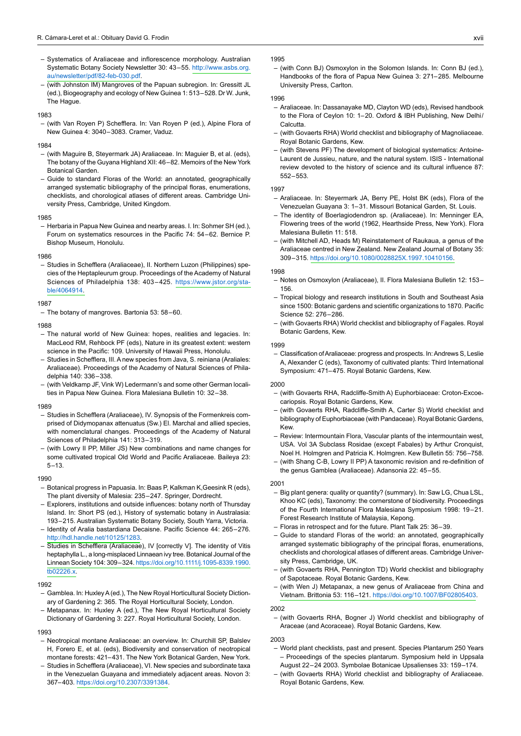- Systematics of Araliaceae and inflorescence morphology. Australian Systematic Botany Society Newsletter 30: 43–55. http://www.asbs.org.au/newsletter/pdf/82-feb-030.pdf.
- (with Johnston IM) Mangroves of the Papuan subregion. In: Gressitt JL (ed.), Biogeography and ecology of New Guinea 1: 513–528. Dr W. Junk, The Hague.

1983

- (with Van Royen P) Schefflera. In: Van Royen P (ed.), Alpine Flora of New Guinea 4: 3040–3083. Cramer, Vaduz.

1984

- (with Maguire B, Steyermark JA) Araliaceae. In: Maguier B, et al. (eds), The botany of the Guyana Highland XII: 46–82. Memoirs of the New York Botanical Garden.
- Guide to standard Floras of the World: an annotated, geographically arranged systematic bibliography of the principal floras, enumerations, checklists, and chorological atlases of different areas. Cambridge University Press, Cambridge, United Kingdom.

1985

- Herbaria in Papua New Guinea and nearby areas. I. In: Sohmer SH (ed.), Forum on systematics resources in the Pacific 74: 54–62. Bernice P. Bishop Museum, Honolulu.

1986

- Studies in Schefflera (Araliaceae), II. Northern Luzon (Philippines) species of the Heptapleurum group. Proceedings of the Academy of Natural Sciences of Philadelphia 138: 403–425. https://www.jstor.org/stable/4064914.

1987

- The botany of mangroves. Bartonia 53: 58–60.

1988

- The natural world of New Guinea: hopes, realities and legacies. In: MacLeod RM, Rehbock PF (eds), Nature in its greatest extent: western science in the Pacific: 109. University of Hawaii Press, Honolulu.
- Studies in Schefflera, III. A new species from Java, S. reiniana (Araliales: Araliaceae). Proceedings of the Academy of Natural Sciences of Philadelphia 140: 336–338.
- (with Veldkamp JF, Vink W) Ledermann's and some other German localities in Papua New Guinea. Flora Malesiana Bulletin 10: 32–38.

1989

- Studies in Schefflera (Araliaceae), IV. Synopsis of the Formenkreis comprised of Didymopanax attenuatus (Sw.) El. Marchal and allied species, with nomenclatural changes. Proceedings of the Academy of Natural Sciences of Philadelphia 141: 313–319.
- (with Lowry II PP, Miller JS) New combinations and name changes for some cultivated tropical Old World and Pacific Araliaceae. Baileya 23: 5–13.

1990

- Botanical progress in Papuasia. In: Baas P, Kalkman K,Geesink R (eds), The plant diversity of Malesia: 235–247. Springer, Dordrecht.
- Explorers, institutions and outside influences: botany north of Thursday Island. In: Short PS (ed.), History of systematic botany in Australasia: 193–215. Australian Systematic Botany Society, South Yarra, Victoria.
- Identity of Aralia bastardiana Decaisne. Pacific Science 44: 265–276. http://hdl.handle.net/10125/1283.
- Studies in Schefflera (Araliaceae), IV [correctly V]. The identity of Vitis heptaphylla L., a long-misplaced Linnaean ivy tree. Botanical Journal of the Linnean Society 104: 309–324. https://doi.org/10.1111/j.1095-8339.1990.tb02226.x.

1992

- Gamblea. In: Huxley A (ed.), The New Royal Horticultural Society Dictionary of Gardening 2: 365. The Royal Horticultural Society, London.
- Metapanax. In: Huxley A (ed.), The New Royal Horticultural Society Dictionary of Gardening 3: 227. The Royal Horticultural Society, London.

1993

- Neotropical montane Araliaceae: an overview. In: Churchill SP, Balslev H, Forero E, et al. (eds), Biodiversity and conservation of neotropical montane forests: 421–431. The New York Botanical Garden, New York.
- Studies in Schefflera (Araliaceae), VI. New species and subordinate taxa in the Venezuelan Guayana and immediately adjacent areas. Novon 3: 367–403. https://doi.org/10.2307/3391384.

1995

- (with Conn BJ) Osmoxylon in the Solomon Islands. In: Conn BJ (ed.), Handbooks of the flora of Papua New Guinea 3: 271–285. Melbourne University Press, Carlton.

1996

- Araliaceae. In: Dassanayake MD, Clayton WD (eds), Revised handbook to the Flora of Ceylon 10: 1–20. Oxford & IBH Publishing, New Delhi/Calcutta.
- (with Govaerts RHA) World checklist and bibliography of Magnoliaceae. Royal Botanic Gardens, Kew.
- (with Stevens PF) The development of biological systematics: Antoine-Laurent de Jussieu, nature, and the natural system. ISIS - International review devoted to the history of science and its cultural influence 87: 552–553.

1997

- Araliaceae. In: Steyermark JA, Berry PE, Holst BK (eds), Flora of the Venezuelan Guayana 3: 1–31. Missouri Botanical Garden, St. Louis.
- The identity of Boerlagiodendron sp. (Araliaceae). In: Menninger EA, Flowering trees of the world (1962, Hearthside Press, New York). Flora Malesiana Bulletin 11: 518.
- (with Mitchell AD, Heads M) Reinstatement of Raukaua, a genus of the Araliaceae centred in New Zealand. New Zealand Journal of Botany 35: 309–315. https://doi.org/10.1080/0028825X.1997.10410156.

1998

- Notes on Osmoxylon (Araliaceae), II. Flora Malesiana Bulletin 12: 153–156.
- Tropical biology and research institutions in South and Southeast Asia since 1500: Botanic gardens and scientific organizations to 1870. Pacific Science 52: 276–286.
- (with Govaerts RHA) World checklist and bibliography of Fagales. Royal Botanic Gardens, Kew.

1999

- Classification of Araliaceae: progress and prospects. In: Andrews S, Leslie A, Alexander C (eds), Taxonomy of cultivated plants: Third International Symposium: 471–475. Royal Botanic Gardens, Kew.

2000

- (with Govaerts RHA, Radcliffe-Smith A) Euphorbiaceae: Croton-Excoecariopsis. Royal Botanic Gardens, Kew.
- (with Govaerts RHA, Radcliffe-Smith A, Carter S) World checklist and bibliography of Euphorbiaceae (with Pandaceae). Royal Botanic Gardens, Kew.
- Review: Intermountain Flora, Vascular plants of the intermountain west, USA. Vol 3A Subclass Rosidae (except Fabales) by Arthur Cronquist, Noel H. Holmgren and Patricia K. Holmgren. Kew Bulletin 55: 756–758.
- (with Shang C-B, Lowry II PP) A taxonomic revision and re-definition of the genus Gamblea (Araliaceae). Adansonia 22: 45–55.

2001

- Big plant genera: quality or quantity? (summary). In: Saw LG, Chua LSL, Khoo KC (eds), Taxonomy: the cornerstone of biodiversity. Proceedings of the Fourth International Flora Malesiana Symposium 1998: 19–21. Forest Research Institute of Malaysia, Kepong.
- Floras in retrospect and for the future. Plant Talk 25: 36–39.
- Guide to standard Floras of the world: an annotated, geographically arranged systematic bibliography of the principal floras, enumerations, checklists and chorological atlases of different areas. Cambridge University Press, Cambridge, UK.
- (with Govaerts RHA, Pennington TD) World checklist and bibliography of Sapotaceae. Royal Botanic Gardens, Kew.
- (with Wen J) Metapanax, a new genus of Araliaceae from China and Vietnam. Brittonia 53: 116–121. https://doi.org/10.1007/BF02805403.

2002

- (with Govaerts RHA, Bogner J) World checklist and bibliography of Araceae (and Acoraceae). Royal Botanic Gardens, Kew.

2003

- World plant checklists, past and present. Species Plantarum 250 Years – Proceedings of the species plantarum. Symposium held in Uppsala August 22–24 2003. Symbolae Botanicae Upsalienses 33: 159–174.
- (with Govaerts RHA) World checklist and bibliography of Araliaceae. Royal Botanic Gardens, Kew.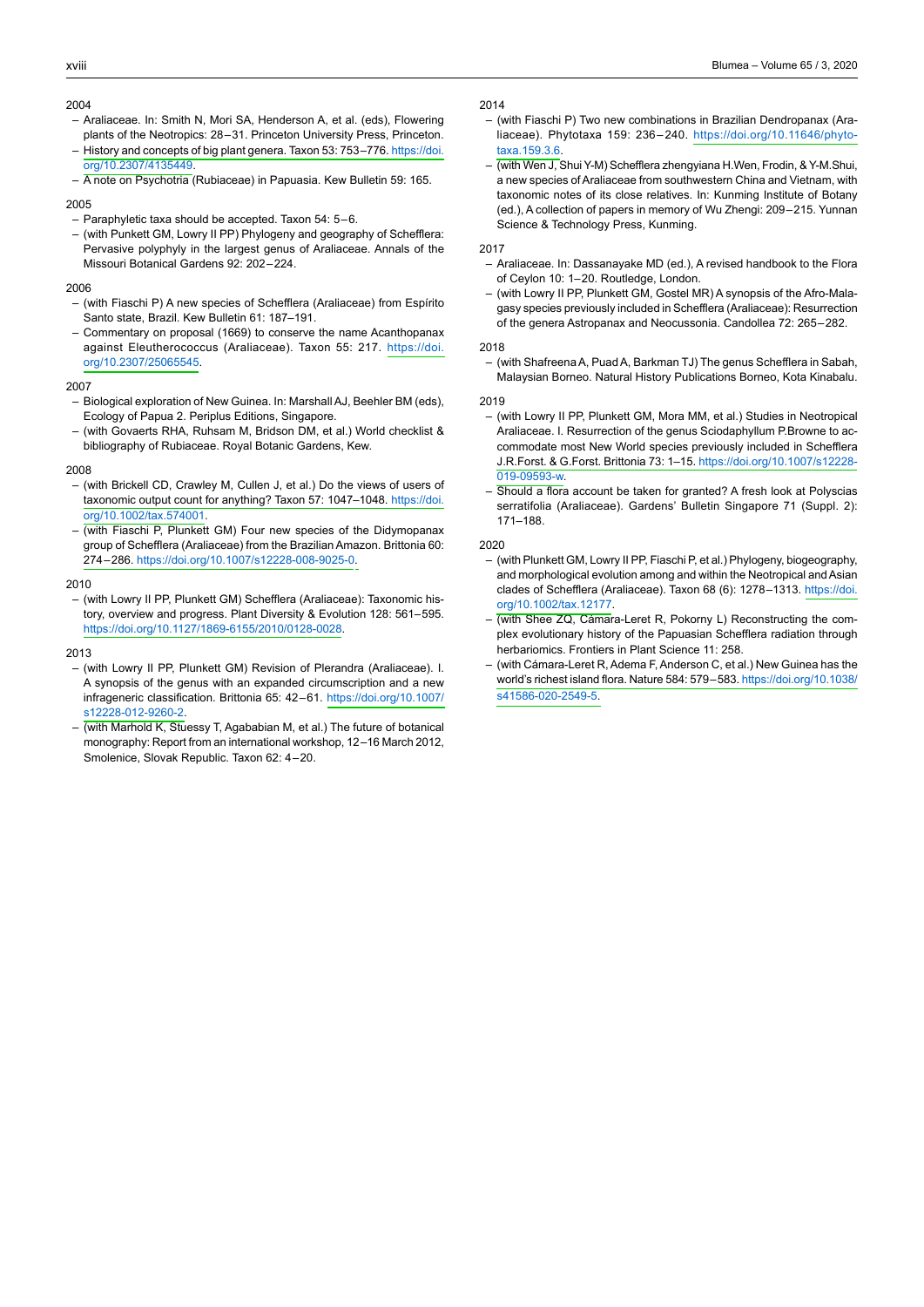2004

- Araliaceae. In: Smith N, Mori SA, Henderson A, et al. (eds), Flowering plants of the Neotropics: 28–31. Princeton University Press, Princeton.
- History and concepts of big plant genera. Taxon 53: 753–776. https://doi.org/10.2307/4135449.
- A note on Psychotria (Rubiaceae) in Papuasia. Kew Bulletin 59: 165.

2005

- Paraphyletic taxa should be accepted. Taxon 54: 5–6.
- (with Punkett GM, Lowry II PP) Phylogeny and geography of Schefflera: Pervasive polyphyly in the largest genus of Araliaceae. Annals of the Missouri Botanical Gardens 92: 202–224.

2006

- (with Fiaschi P) A new species of Schefflera (Araliaceae) from Espírito Santo state, Brazil. Kew Bulletin 61: 187–191.
- Commentary on proposal (1669) to conserve the name Acanthopanax against Eleutherococcus (Araliaceae). Taxon 55: 217. https://doi.org/10.2307/25065545.

2007

- Biological exploration of New Guinea. In: Marshall AJ, Beehler BM (eds), Ecology of Papua 2. Periplus Editions, Singapore.
- (with Govaerts RHA, Ruhsam M, Bridson DM, et al.) World checklist & bibliography of Rubiaceae. Royal Botanic Gardens, Kew.

2008

- (with Brickell CD, Crawley M, Cullen J, et al.) Do the views of users of taxonomic output count for anything? Taxon 57: 1047–1048. https://doi.org/10.1002/tax.574001.
- (with Fiaschi P, Plunkett GM) Four new species of the Didymopanax group of Schefflera (Araliaceae) from the Brazilian Amazon. Brittonia 60: 274–286. https://doi.org/10.1007/s12228-008-9025-0.

2010

- (with Lowry II PP, Plunkett GM) Schefflera (Araliaceae): Taxonomic history, overview and progress. Plant Diversity & Evolution 128: 561–595. https://doi.org/10.1127/1869-6155/2010/0128-0028.

2013

- (with Lowry II PP, Plunkett GM) Revision of Plerandra (Araliaceae). I. A synopsis of the genus with an expanded circumscription and a new infrageneric classification. Brittonia 65: 42–61. https://doi.org/10.1007/s12228-012-9260-2.
- (with Marhold K, Stuessy T, Agababian M, et al.) The future of botanical monography: Report from an international workshop, 12–16 March 2012, Smolenice, Slovak Republic. Taxon 62: 4–20.

2014

- (with Fiaschi P) Two new combinations in Brazilian Dendropanax (Araliaceae). Phytotaxa 159: 236–240. https://doi.org/10.11646/phytotaxa.159.3.6.
- (with Wen J, Shui Y-M) Schefflera zhengyiana H.Wen, Frodin, & Y-M.Shui, a new species of Araliaceae from southwestern China and Vietnam, with taxonomic notes of its close relatives. In: Kunming Institute of Botany (ed.), A collection of papers in memory of Wu Zhengi: 209–215. Yunnan Science & Technology Press, Kunming.

2017

- Araliaceae. In: Dassanayake MD (ed.), A revised handbook to the Flora of Ceylon 10: 1–20. Routledge, London.
- (with Lowry II PP, Plunkett GM, Gostel MR) A synopsis of the Afro-Malagasy species previously included in Schefflera (Araliaceae): Resurrection of the genera Astropanax and Neocussonia. Candollea 72: 265–282.

2018

- (with Shafreena A, Puad A, Barkman TJ) The genus Schefflera in Sabah, Malaysian Borneo. Natural History Publications Borneo, Kota Kinabalu.

2019

- (with Lowry II PP, Plunkett GM, Mora MM, et al.) Studies in Neotropical Araliaceae. I. Resurrection of the genus Sciodaphyllum P.Browne to accommodate most New World species previously included in Schefflera J.R.Forst. & G.Forst. Brittonia 73: 1–15. https://doi.org/10.1007/s12228-019-09593-w.
- Should a flora account be taken for granted? A fresh look at Polyscias serratifolia (Araliaceae). Gardens' Bulletin Singapore 71 (Suppl. 2): 171–188.

2020

- (with Plunkett GM, Lowry II PP, Fiaschi P, et al.) Phylogeny, biogeography, and morphological evolution among and within the Neotropical and Asian clades of Schefflera (Araliaceae). Taxon 68 (6): 1278–1313. https://doi.org/10.1002/tax.12177.
- (with Shee ZQ, Cámara-Leret R, Pokorny L) Reconstructing the complex evolutionary history of the Papuasian Schefflera radiation through herbariomics. Frontiers in Plant Science 11: 258.
- (with Cámara-Leret R, Adema F, Anderson C, et al.) New Guinea has the world's richest island flora. Nature 584: 579–583. https://doi.org/10.1038/s41586-020-2549-5.